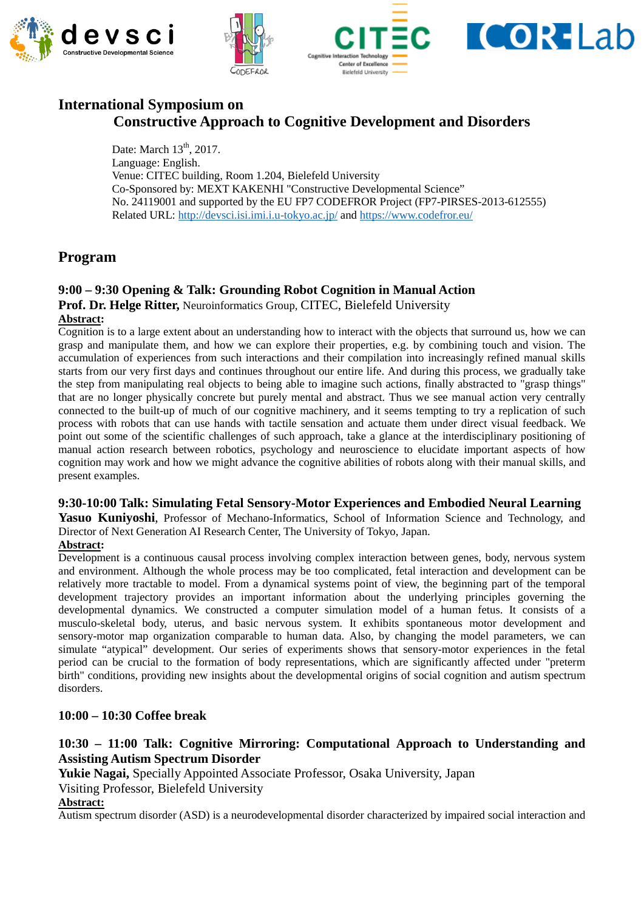# International Symposium on Constructive Approach to Cognitive Development and Disorders

Date: March 13th, 2017.
Language: English.
Venue: CITEC building, Room 1.204, Bielefeld University
Co-Sponsored by: MEXT KAKENHI "Constructive Developmental Science"
No. 24119001 and supported by the EU FP7 CODEFROR Project (FP7-PIRSES-2013-612555)
Related URL: http://devsci.isi.imi.i.u-tokyo.ac.jp/ and https://www.codefror.eu/

## Program

### 9:00 – 9:30 Opening & Talk: Grounding Robot Cognition in Manual Action

**Prof. Dr. Helge Ritter,** Neuroinformatics Group, CITEC, Bielefeld University

**Abstract:**

Cognition is to a large extent about an understanding how to interact with the objects that surround us, how we can grasp and manipulate them, and how we can explore their properties, e.g. by combining touch and vision. The accumulation of experiences from such interactions and their compilation into increasingly refined manual skills starts from our very first days and continues throughout our entire life. And during this process, we gradually take the step from manipulating real objects to being able to imagine such actions, finally abstracted to "grasp things" that are no longer physically concrete but purely mental and abstract. Thus we see manual action very centrally connected to the built-up of much of our cognitive machinery, and it seems tempting to try a replication of such process with robots that can use hands with tactile sensation and actuate them under direct visual feedback. We point out some of the scientific challenges of such approach, take a glance at the interdisciplinary positioning of manual action research between robotics, psychology and neuroscience to elucidate important aspects of how cognition may work and how we might advance the cognitive abilities of robots along with their manual skills, and present examples.

### 9:30-10:00 Talk: Simulating Fetal Sensory-Motor Experiences and Embodied Neural Learning

**Yasuo Kuniyoshi**, Professor of Mechano-Informatics, School of Information Science and Technology, and Director of Next Generation AI Research Center, The University of Tokyo, Japan.

**Abstract:**

Development is a continuous causal process involving complex interaction between genes, body, nervous system and environment. Although the whole process may be too complicated, fetal interaction and development can be relatively more tractable to model. From a dynamical systems point of view, the beginning part of the temporal development trajectory provides an important information about the underlying principles governing the developmental dynamics. We constructed a computer simulation model of a human fetus. It consists of a musculo-skeletal body, uterus, and basic nervous system. It exhibits spontaneous motor development and sensory-motor map organization comparable to human data. Also, by changing the model parameters, we can simulate "atypical" development. Our series of experiments shows that sensory-motor experiences in the fetal period can be crucial to the formation of body representations, which are significantly affected under "preterm birth" conditions, providing new insights about the developmental origins of social cognition and autism spectrum disorders.

### 10:00 – 10:30 Coffee break

### 10:30 – 11:00 Talk: Cognitive Mirroring: Computational Approach to Understanding and Assisting Autism Spectrum Disorder

**Yukie Nagai,** Specially Appointed Associate Professor, Osaka University, Japan
Visiting Professor, Bielefeld University

**Abstract:**

Autism spectrum disorder (ASD) is a neurodevelopmental disorder characterized by impaired social interaction and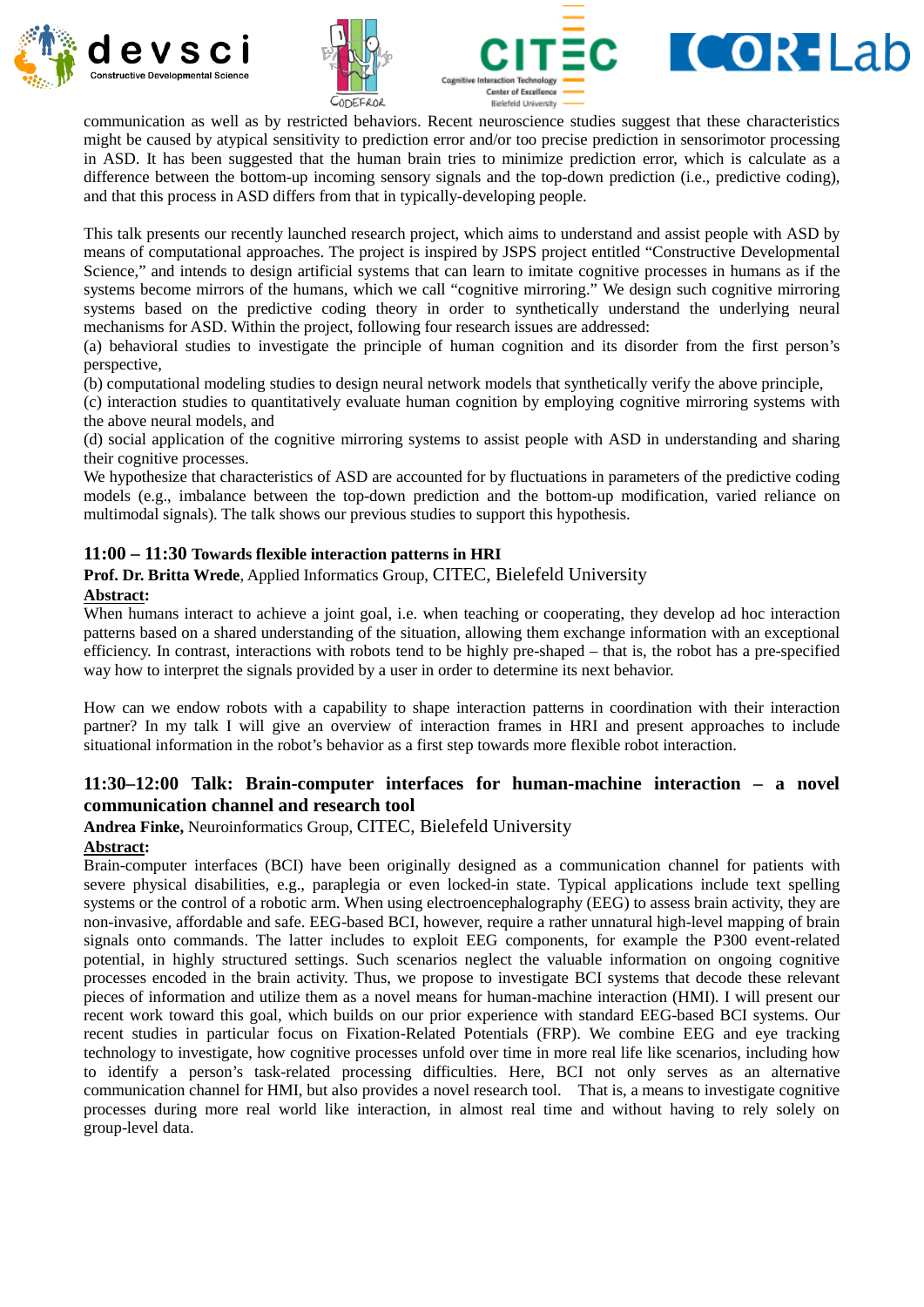communication as well as by restricted behaviors. Recent neuroscience studies suggest that these characteristics might be caused by atypical sensitivity to prediction error and/or too precise prediction in sensorimotor processing in ASD. It has been suggested that the human brain tries to minimize prediction error, which is calculate as a difference between the bottom-up incoming sensory signals and the top-down prediction (i.e., predictive coding), and that this process in ASD differs from that in typically-developing people.

This talk presents our recently launched research project, which aims to understand and assist people with ASD by means of computational approaches. The project is inspired by JSPS project entitled "Constructive Developmental Science," and intends to design artificial systems that can learn to imitate cognitive processes in humans as if the systems become mirrors of the humans, which we call "cognitive mirroring." We design such cognitive mirroring systems based on the predictive coding theory in order to synthetically understand the underlying neural mechanisms for ASD. Within the project, following four research issues are addressed:

(a) behavioral studies to investigate the principle of human cognition and its disorder from the first person's perspective,

(b) computational modeling studies to design neural network models that synthetically verify the above principle,

(c) interaction studies to quantitatively evaluate human cognition by employing cognitive mirroring systems with the above neural models, and

(d) social application of the cognitive mirroring systems to assist people with ASD in understanding and sharing their cognitive processes.

We hypothesize that characteristics of ASD are accounted for by fluctuations in parameters of the predictive coding models (e.g., imbalance between the top-down prediction and the bottom-up modification, varied reliance on multimodal signals). The talk shows our previous studies to support this hypothesis.

### 11:00 – 11:30 Towards flexible interaction patterns in HRI

**Prof. Dr. Britta Wrede**, Applied Informatics Group, CITEC, Bielefeld University

**Abstract:**

When humans interact to achieve a joint goal, i.e. when teaching or cooperating, they develop ad hoc interaction patterns based on a shared understanding of the situation, allowing them exchange information with an exceptional efficiency. In contrast, interactions with robots tend to be highly pre-shaped – that is, the robot has a pre-specified way how to interpret the signals provided by a user in order to determine its next behavior.

How can we endow robots with a capability to shape interaction patterns in coordination with their interaction partner? In my talk I will give an overview of interaction frames in HRI and present approaches to include situational information in the robot's behavior as a first step towards more flexible robot interaction.

### 11:30–12:00 Talk: Brain-computer interfaces for human-machine interaction – a novel communication channel and research tool

**Andrea Finke,** Neuroinformatics Group, CITEC, Bielefeld University

**Abstract:**

Brain-computer interfaces (BCI) have been originally designed as a communication channel for patients with severe physical disabilities, e.g., paraplegia or even locked-in state. Typical applications include text spelling systems or the control of a robotic arm. When using electroencephalography (EEG) to assess brain activity, they are non-invasive, affordable and safe. EEG-based BCI, however, require a rather unnatural high-level mapping of brain signals onto commands. The latter includes to exploit EEG components, for example the P300 event-related potential, in highly structured settings. Such scenarios neglect the valuable information on ongoing cognitive processes encoded in the brain activity. Thus, we propose to investigate BCI systems that decode these relevant pieces of information and utilize them as a novel means for human-machine interaction (HMI). I will present our recent work toward this goal, which builds on our prior experience with standard EEG-based BCI systems. Our recent studies in particular focus on Fixation-Related Potentials (FRP). We combine EEG and eye tracking technology to investigate, how cognitive processes unfold over time in more real life like scenarios, including how to identify a person's task-related processing difficulties. Here, BCI not only serves as an alternative communication channel for HMI, but also provides a novel research tool. That is, a means to investigate cognitive processes during more real world like interaction, in almost real time and without having to rely solely on group-level data.